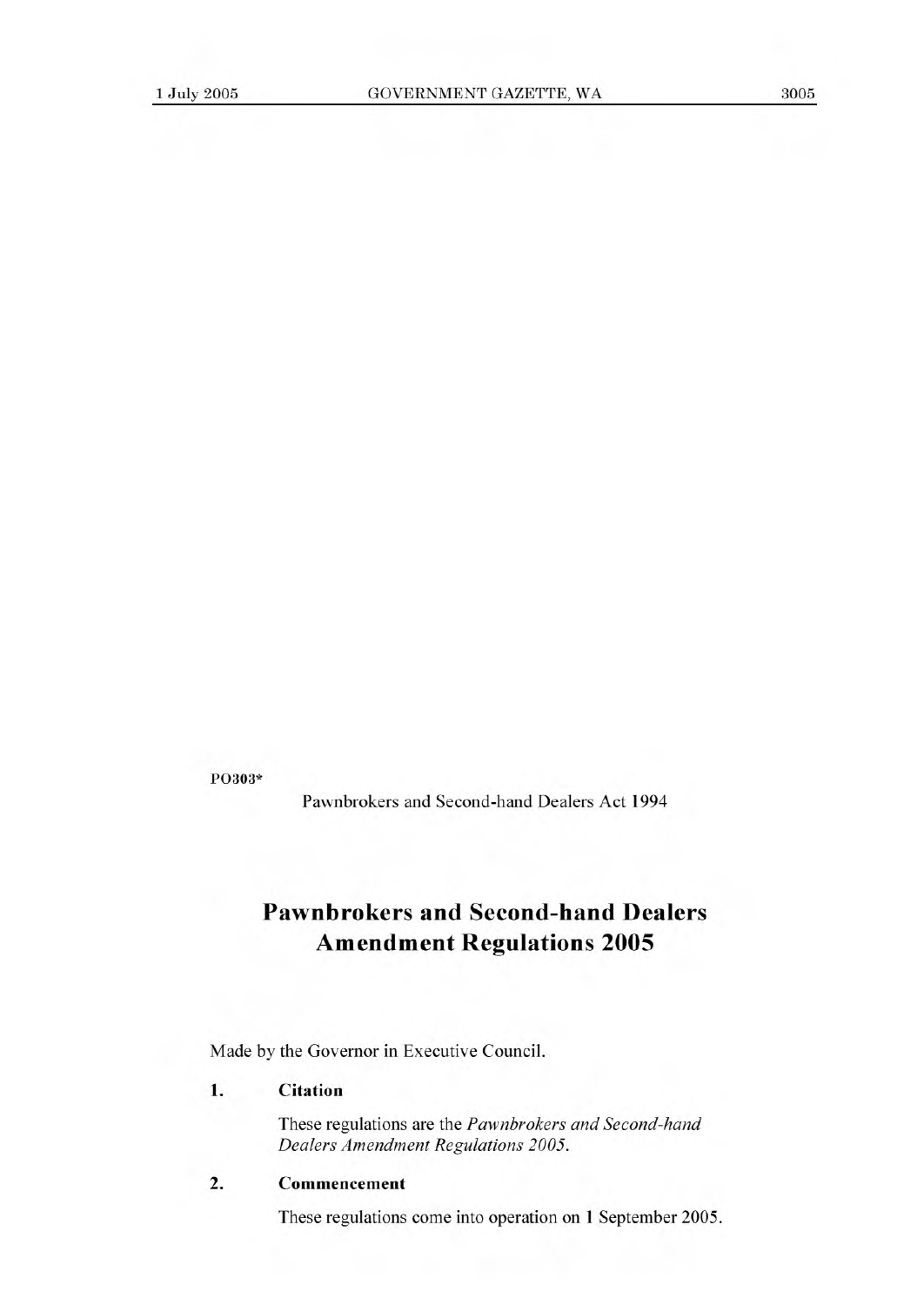PO303*

Pawnbrokers and Second-hand Dealers Act 1994

# Pawnbrokers and Second-hand Dealers Amendment Regulations 2005

Made by the Governor in Executive Council.

**1. Citation**

These regulations are the *Pawnbrokers and Second-hand Dealers Amendment Regulations 2005*.

**2. Commencement**

These regulations come into operation on 1 September 2005.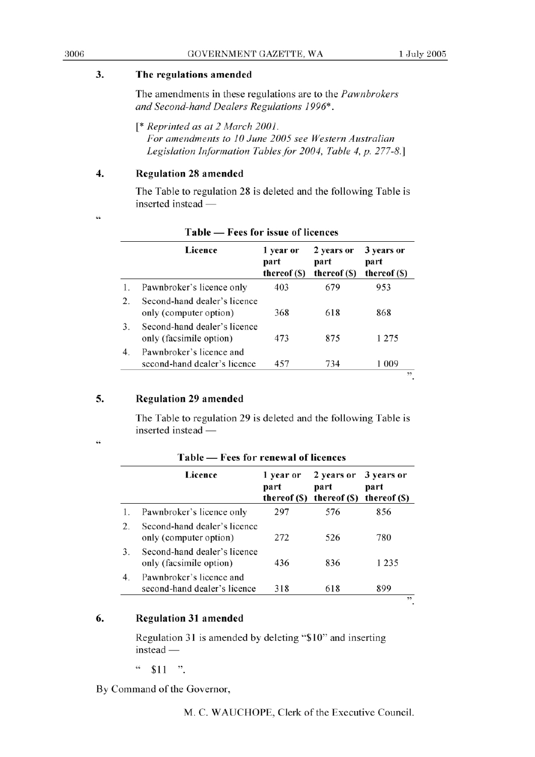### 3. The regulations amended

The amendments in these regulations are to the *Pawnbrokers and Second-hand Dealers Regulations 1996*\*.

[\* *Reprinted as at 2 March 2001.*
*For amendments to 10 June 2005 see Western Australian Legislation Information Tables for 2004, Table 4, p. 277-8.*]

### 4. Regulation 28 amended

The Table to regulation 28 is deleted and the following Table is inserted instead —

"

**Table — Fees for issue of licences**

| | Licence | 1 year or part thereof ($) | 2 years or part thereof ($) | 3 years or part thereof ($) |
|---|---|---|---|---|
| 1. | Pawnbroker's licence only | 403 | 679 | 953 |
| 2. | Second-hand dealer's licence only (computer option) | 368 | 618 | 868 |
| 3. | Second-hand dealer's licence only (facsimile option) | 473 | 875 | 1 275 |
| 4. | Pawnbroker's licence and second-hand dealer's licence | 457 | 734 | 1 009 |

".

### 5. Regulation 29 amended

The Table to regulation 29 is deleted and the following Table is inserted instead —

"

**Table — Fees for renewal of licences**

| | Licence | 1 year or part thereof ($) | 2 years or part thereof ($) | 3 years or part thereof ($) |
|---|---|---|---|---|
| 1. | Pawnbroker's licence only | 297 | 576 | 856 |
| 2. | Second-hand dealer's licence only (computer option) | 272 | 526 | 780 |
| 3. | Second-hand dealer's licence only (facsimile option) | 436 | 836 | 1 235 |
| 4. | Pawnbroker's licence and second-hand dealer's licence | 318 | 618 | 899 |

".

### 6. Regulation 31 amended

Regulation 31 is amended by deleting "$10" and inserting instead —

" $11 ".

By Command of the Governor,

M. C. WAUCHOPE, Clerk of the Executive Council.